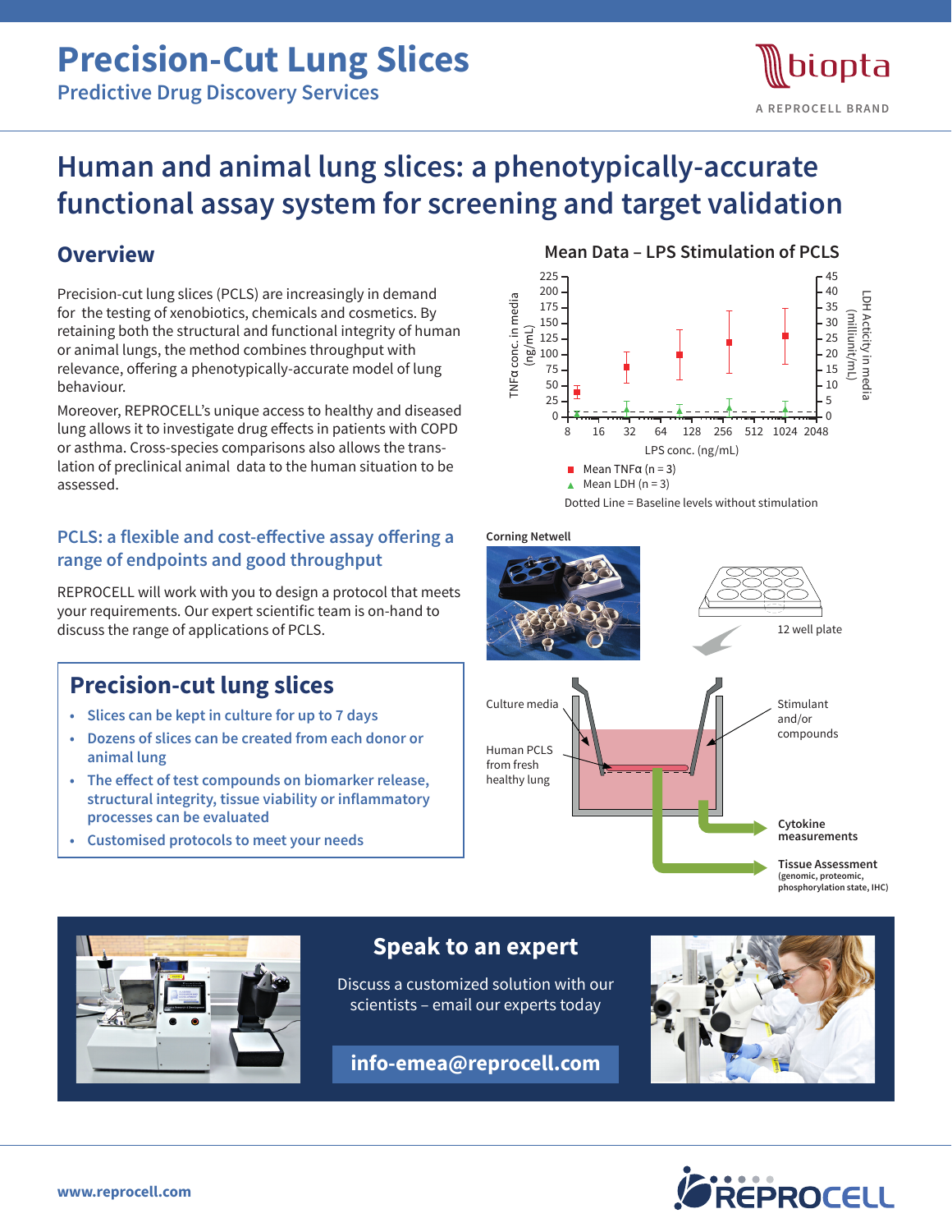# Precision-Cut Lung Slices

## Predictive Drug Discovery Services

biopta
A REPROCELL BRAND

# Human and animal lung slices: a phenotypically-accurate functional assay system for screening and target validation

## Overview

Precision-cut lung slices (PCLS) are increasingly in demand for the testing of xenobiotics, chemicals and cosmetics. By retaining both the structural and functional integrity of human or animal lungs, the method combines throughput with relevance, offering a phenotypically-accurate model of lung behaviour.

Moreover, REPROCELL's unique access to healthy and diseased lung allows it to investigate drug effects in patients with COPD or asthma. Cross-species comparisons also allows the translation of preclinical animal data to the human situation to be assessed.

### Mean Data – LPS Stimulation of PCLS

TNFα conc. in media (ng/mL): 0, 25, 50, 75, 100, 125, 150, 175, 200, 225

LDH Acticity in media (milliunit/mL): 0, 5, 10, 15, 20, 25, 30, 35, 40, 45

LPS conc. (ng/mL): 8, 16, 32, 64, 128, 256, 512, 1024, 2048

- ■ Mean TNFα (n = 3)
- ▲ Mean LDH (n = 3)

Dotted Line = Baseline levels without stimulation

### PCLS: a flexible and cost-effective assay offering a range of endpoints and good throughput

REPROCELL will work with you to design a protocol that meets your requirements. Our expert scientific team is on-hand to discuss the range of applications of PCLS.

## Precision-cut lung slices

- Slices can be kept in culture for up to 7 days
- Dozens of slices can be created from each donor or animal lung
- The effect of test compounds on biomarker release, structural integrity, tissue viability or inflammatory processes can be evaluated
- Customised protocols to meet your needs

Corning Netwell

12 well plate

Culture media

Human PCLS from fresh healthy lung

Stimulant and/or compounds

**Cytokine measurements**

**Tissue Assessment** (genomic, proteomic, phosphorylation state, IHC)

## Speak to an expert

Discuss a customized solution with our scientists – email our experts today

**info-emea@reprocell.com**

**www.reprocell.com**

REPROCELL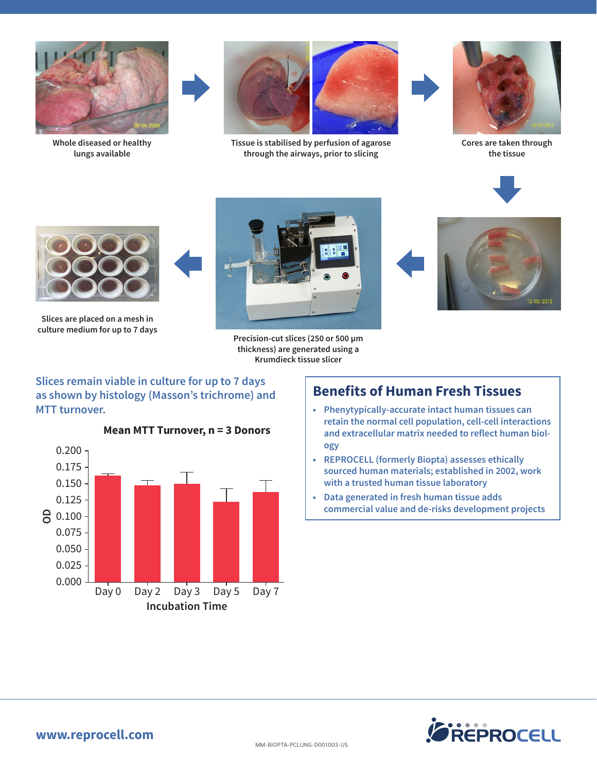Whole diseased or healthy lungs available

Tissue is stabilised by perfusion of agarose through the airways, prior to slicing

Cores are taken through the tissue

Precision-cut slices (250 or 500 µm thickness) are generated using a Krumdieck tissue slicer

Slices are placed on a mesh in culture medium for up to 7 days

Slices remain viable in culture for up to 7 days as shown by histology (Masson's trichrome) and MTT turnover.

**Mean MTT Turnover, n = 3 Donors**

OD

0.200
0.175
0.150
0.125
0.100
0.075
0.050
0.025
0.000

Day 0 Day 2 Day 3 Day 5 Day 7

Incubation Time

## Benefits of Human Fresh Tissues

- Phenytypically-accurate intact human tissues can retain the normal cell population, cell-cell interactions and extracellular matrix needed to reflect human biology
- REPROCELL (formerly Biopta) assesses ethically sourced human materials; established in 2002, work with a trusted human tissue laboratory
- Data generated in fresh human tissue adds commercial value and de-risks development projects

www.reprocell.com

MM-BIOPTA-PCLUNG-D001003-US